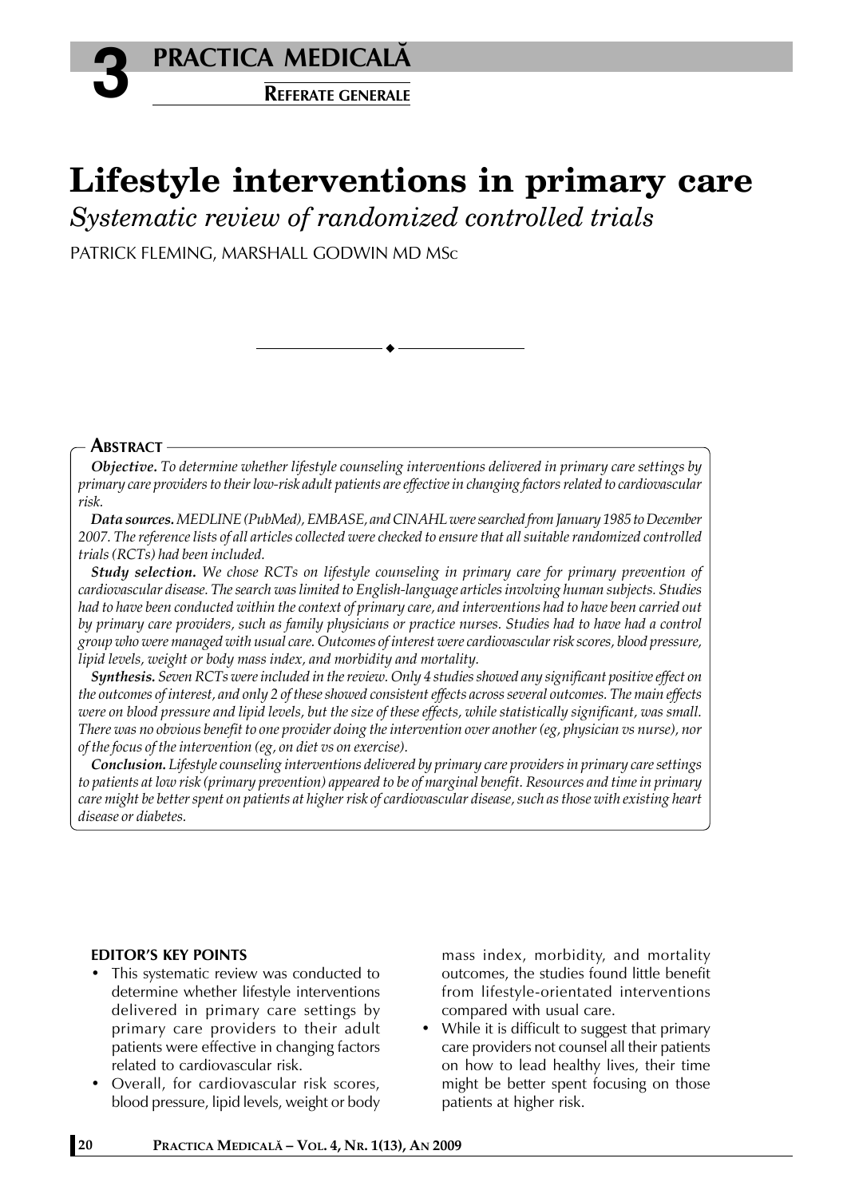# Lifestyle interventions in primary care

*Systematic review of randomized controlled trials*

PATRICK FLEMING, MARSHALL GODWIN MD MSc

## Abstract

***Objective.*** *To determine whether lifestyle counseling interventions delivered in primary care settings by primary care providers to their low-risk adult patients are effective in changing factors related to cardiovascular risk.*

***Data sources.*** *MEDLINE (PubMed), EMBASE, and CINAHL were searched from January 1985 to December 2007. The reference lists of all articles collected were checked to ensure that all suitable randomized controlled trials (RCTs) had been included.*

***Study selection.*** *We chose RCTs on lifestyle counseling in primary care for primary prevention of cardiovascular disease. The search was limited to English-language articles involving human subjects. Studies had to have been conducted within the context of primary care, and interventions had to have been carried out by primary care providers, such as family physicians or practice nurses. Studies had to have had a control group who were managed with usual care. Outcomes of interest were cardiovascular risk scores, blood pressure, lipid levels, weight or body mass index, and morbidity and mortality.*

***Synthesis.*** *Seven RCTs were included in the review. Only 4 studies showed any significant positive effect on the outcomes of interest, and only 2 of these showed consistent effects across several outcomes. The main effects were on blood pressure and lipid levels, but the size of these effects, while statistically significant, was small. There was no obvious benefit to one provider doing the intervention over another (eg, physician vs nurse), nor of the focus of the intervention (eg, on diet vs on exercise).*

***Conclusion.*** *Lifestyle counseling interventions delivered by primary care providers in primary care settings to patients at low risk (primary prevention) appeared to be of marginal benefit. Resources and time in primary care might be better spent on patients at higher risk of cardiovascular disease, such as those with existing heart disease or diabetes.*

### EDITOR'S KEY POINTS

- This systematic review was conducted to determine whether lifestyle interventions delivered in primary care settings by primary care providers to their adult patients were effective in changing factors related to cardiovascular risk.
- Overall, for cardiovascular risk scores, blood pressure, lipid levels, weight or body mass index, morbidity, and mortality outcomes, the studies found little benefit from lifestyle-orientated interventions compared with usual care.
- While it is difficult to suggest that primary care providers not counsel all their patients on how to lead healthy lives, their time might be better spent focusing on those patients at higher risk.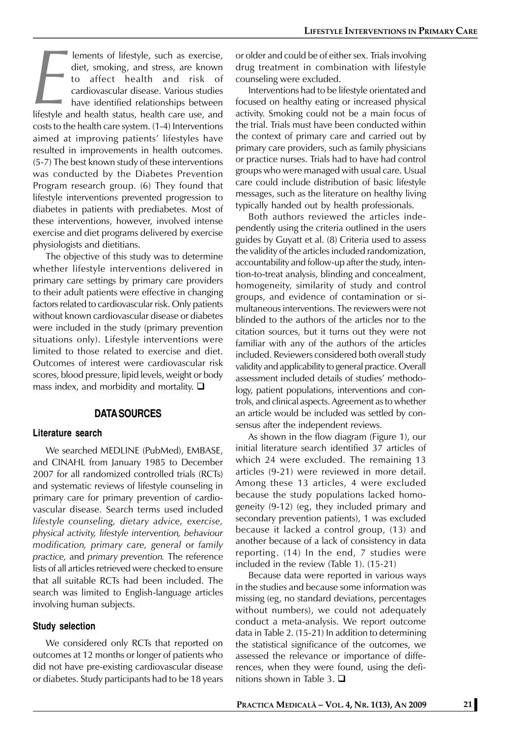Elements of lifestyle, such as exercise, diet, smoking, and stress, are known to affect health and risk of cardiovascular disease. Various studies have identified relationships between lifestyle and health status, health care use, and costs to the health care system. (1-4) Interventions aimed at improving patients' lifestyles have resulted in improvements in health outcomes. (5-7) The best known study of these interventions was conducted by the Diabetes Prevention Program research group. (6) They found that lifestyle interventions prevented progression to diabetes in patients with prediabetes. Most of these interventions, however, involved intense exercise and diet programs delivered by exercise physiologists and dietitians.

The objective of this study was to determine whether lifestyle interventions delivered in primary care settings by primary care providers to their adult patients were effective in changing factors related to cardiovascular risk. Only patients without known cardiovascular disease or diabetes were included in the study (primary prevention situations only). Lifestyle interventions were limited to those related to exercise and diet. Outcomes of interest were cardiovascular risk scores, blood pressure, lipid levels, weight or body mass index, and morbidity and mortality. ❑

## DATA SOURCES

### Literature search

We searched MEDLINE (PubMed), EMBASE, and CINAHL from January 1985 to December 2007 for all randomized controlled trials (RCTs) and systematic reviews of lifestyle counseling in primary care for primary prevention of cardiovascular disease. Search terms used included *lifestyle counseling, dietary advice, exercise, physical activity, lifestyle intervention, behaviour modification, primary care, general* or *family practice,* and *primary prevention.* The reference lists of all articles retrieved were checked to ensure that all suitable RCTs had been included. The search was limited to English-language articles involving human subjects.

### Study selection

We considered only RCTs that reported on outcomes at 12 months or longer of patients who did not have pre-existing cardiovascular disease or diabetes. Study participants had to be 18 years or older and could be of either sex. Trials involving drug treatment in combination with lifestyle counseling were excluded.

Interventions had to be lifestyle orientated and focused on healthy eating or increased physical activity. Smoking could not be a main focus of the trial. Trials must have been conducted within the context of primary care and carried out by primary care providers, such as family physicians or practice nurses. Trials had to have had control groups who were managed with usual care. Usual care could include distribution of basic lifestyle messages, such as the literature on healthy living typically handed out by health professionals.

Both authors reviewed the articles independently using the criteria outlined in the users guides by Guyatt et al. (8) Criteria used to assess the validity of the articles included randomization, accountability and follow-up after the study, intention-to-treat analysis, blinding and concealment, homogeneity, similarity of study and control groups, and evidence of contamination or simultaneous interventions. The reviewers were not blinded to the authors of the articles nor to the citation sources, but it turns out they were not familiar with any of the authors of the articles included. Reviewers considered both overall study validity and applicability to general practice. Overall assessment included details of studies' methodology, patient populations, interventions and controls, and clinical aspects. Agreement as to whether an article would be included was settled by consensus after the independent reviews.

As shown in the flow diagram (Figure 1), our initial literature search identified 37 articles of which 24 were excluded. The remaining 13 articles (9-21) were reviewed in more detail. Among these 13 articles, 4 were excluded because the study populations lacked homogeneity (9-12) (eg, they included primary and secondary prevention patients), 1 was excluded because it lacked a control group, (13) and another because of a lack of consistency in data reporting. (14) In the end, 7 studies were included in the review (Table 1). (15-21)

Because data were reported in various ways in the studies and because some information was missing (eg, no standard deviations, percentages without numbers), we could not adequately conduct a meta-analysis. We report outcome data in Table 2. (15-21) In addition to determining the statistical significance of the outcomes, we assessed the relevance or importance of differences, when they were found, using the definitions shown in Table 3. ❑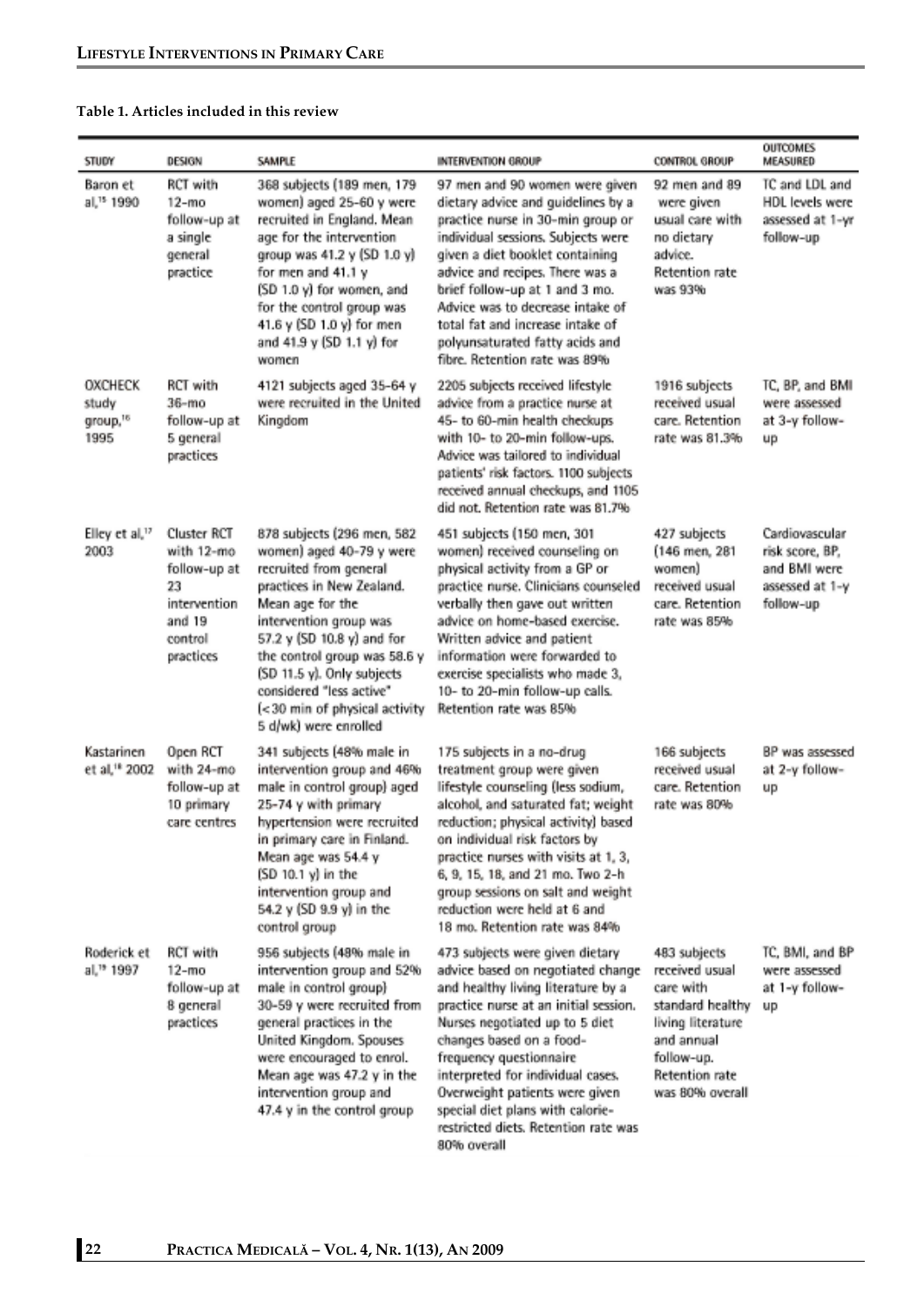**Table 1. Articles included in this review**

| STUDY | DESIGN | SAMPLE | INTERVENTION GROUP | CONTROL GROUP | OUTCOMES MEASURED |
|---|---|---|---|---|---|
| Baron et al,[15] 1990 | RCT with 12-mo follow-up at a single general practice | 368 subjects (189 men, 179 women) aged 25-60 y were recruited in England. Mean age for the intervention group was 41.2 y (SD 1.0 y) for men and 41.1 y (SD 1.0 y) for women, and for the control group was 41.6 y (SD 1.0 y) for men and 41.9 y (SD 1.1 y) for women | 97 men and 90 women were given dietary advice and guidelines by a practice nurse in 30-min group or individual sessions. Subjects were given a diet booklet containing advice and recipes. There was a brief follow-up at 1 and 3 mo. Advice was to decrease intake of total fat and increase intake of polyunsaturated fatty acids and fibre. Retention rate was 89% | 92 men and 89 were given usual care with no dietary advice. Retention rate was 93% | TC and LDL and HDL levels were assessed at 1-yr follow-up |
| OXCHECK study group,[16] 1995 | RCT with 36-mo follow-up at 5 general practices | 4121 subjects aged 35-64 y were recruited in the United Kingdom | 2205 subjects received lifestyle advice from a practice nurse at 45- to 60-min health checkups with 10- to 20-min follow-ups. Advice was tailored to individual patients' risk factors. 1100 subjects received annual checkups, and 1105 did not. Retention rate was 81.7% | 1916 subjects received usual care. Retention rate was 81.3% | TC, BP, and BMI were assessed at 3-y follow-up |
| Elley et al,[17] 2003 | Cluster RCT with 12-mo follow-up at 23 intervention and 19 control practices | 878 subjects (296 men, 582 women) aged 40-79 y were recruited from general practices in New Zealand. Mean age for the intervention group was 57.2 y (SD 10.8 y) and for the control group was 58.6 y (SD 11.5 y). Only subjects considered "less active" (<30 min of physical activity 5 d/wk) were enrolled | 451 subjects (150 men, 301 women) received counseling on physical activity from a GP or practice nurse. Clinicians counseled verbally then gave out written advice on home-based exercise. Written advice and patient information were forwarded to exercise specialists who made 3, 10- to 20-min follow-up calls. Retention rate was 85% | 427 subjects (146 men, 281 women) received usual care. Retention rate was 85% | Cardiovascular risk score, BP, and BMI were assessed at 1-y follow-up |
| Kastarinen et al,[18] 2002 | Open RCT with 24-mo follow-up at 10 primary care centres | 341 subjects (48% male in intervention group and 46% male in control group) aged 25-74 y with primary hypertension were recruited in primary care in Finland. Mean age was 54.4 y (SD 10.1 y) in the intervention group and 54.2 y (SD 9.9 y) in the control group | 175 subjects in a no-drug treatment group were given lifestyle counseling (less sodium, alcohol, and saturated fat; weight reduction; physical activity) based on individual risk factors by practice nurses with visits at 1, 3, 6, 9, 15, 18, and 21 mo. Two 2-h group sessions on salt and weight reduction were held at 6 and 18 mo. Retention rate was 84% | 166 subjects received usual care. Retention rate was 80% | BP was assessed at 2-y follow-up |
| Roderick et al,[19] 1997 | RCT with 12-mo follow-up at 8 general practices | 956 subjects (48% male in intervention group and 52% male in control group) 30-59 y were recruited from general practices in the United Kingdom. Spouses were encouraged to enrol. Mean age was 47.2 y in the intervention group and 47.4 y in the control group | 473 subjects were given dietary advice based on negotiated change and healthy living literature by a practice nurse at an initial session. Nurses negotiated up to 5 diet changes based on a food-frequency questionnaire interpreted for individual cases. Overweight patients were given special diet plans with calorie-restricted diets. Retention rate was 80% overall | 483 subjects received usual care with standard healthy living literature and annual follow-up. Retention rate was 80% overall | TC, BMI, and BP were assessed at 1-y follow-up |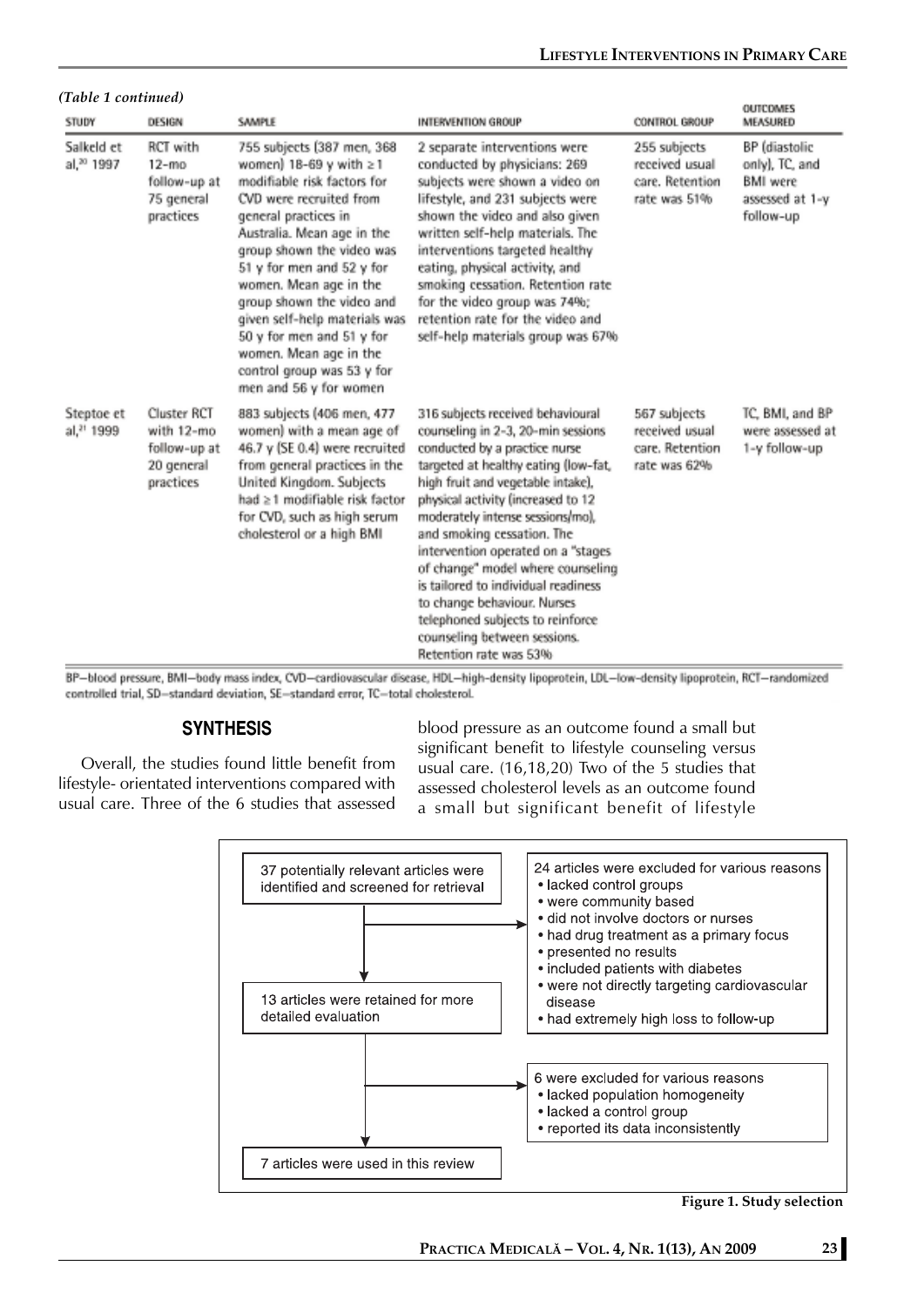*(Table 1 continued)*

| STUDY | DESIGN | SAMPLE | INTERVENTION GROUP | CONTROL GROUP | OUTCOMES MEASURED |
|---|---|---|---|---|---|
| Salkeld et al,[20] 1997 | RCT with 12-mo follow-up at 75 general practices | 755 subjects (387 men, 368 women) 18-69 y with ≥1 modifiable risk factors for CVD were recruited from general practices in Australia. Mean age in the group shown the video was 51 y for men and 52 y for women. Mean age in the group shown the video and given self-help materials was 50 y for men and 51 y for women. Mean age in the control group was 53 y for men and 56 y for women | 2 separate interventions were conducted by physicians: 269 subjects were shown a video on lifestyle, and 231 subjects were shown the video and also given written self-help materials. The interventions targeted healthy eating, physical activity, and smoking cessation. Retention rate for the video group was 74%; retention rate for the video and self-help materials group was 67% | 255 subjects received usual care. Retention rate was 51% | BP (diastolic only), TC, and BMI were assessed at 1-y follow-up |
| Steptoe et al,[21] 1999 | Cluster RCT with 12-mo follow-up at 20 general practices | 883 subjects (406 men, 477 women) with a mean age of 46.7 y (SE 0.4) were recruited from general practices in the United Kingdom. Subjects had ≥1 modifiable risk factor for CVD, such as high serum cholesterol or a high BMI | 316 subjects received behavioural counseling in 2-3, 20-min sessions conducted by a practice nurse targeted at healthy eating (low-fat, high fruit and vegetable intake), physical activity (increased to 12 moderately intense sessions/mo), and smoking cessation. The intervention operated on a "stages of change" model where counseling is tailored to individual readiness to change behaviour. Nurses telephoned subjects to reinforce counseling between sessions. Retention rate was 53% | 567 subjects received usual care. Retention rate was 62% | TC, BMI, and BP were assessed at 1-y follow-up |

BP—blood pressure, BMI—body mass index, CVD—cardiovascular disease, HDL—high-density lipoprotein, LDL—low-density lipoprotein, RCT—randomized controlled trial, SD—standard deviation, SE—standard error, TC—total cholesterol.

## SYNTHESIS

Overall, the studies found little benefit from lifestyle- orientated interventions compared with usual care. Three of the 6 studies that assessed blood pressure as an outcome found a small but significant benefit to lifestyle counseling versus usual care. (16,18,20) Two of the 5 studies that assessed cholesterol levels as an outcome found a small but significant benefit of lifestyle

37 potentially relevant articles were identified and screened for retrieval

24 articles were excluded for various reasons
- lacked control groups
- were community based
- did not involve doctors or nurses
- had drug treatment as a primary focus
- presented no results
- included patients with diabetes
- were not directly targeting cardiovascular disease
- had extremely high loss to follow-up

13 articles were retained for more detailed evaluation

6 were excluded for various reasons
- lacked population homogeneity
- lacked a control group
- reported its data inconsistently

7 articles were used in this review

**Figure 1. Study selection**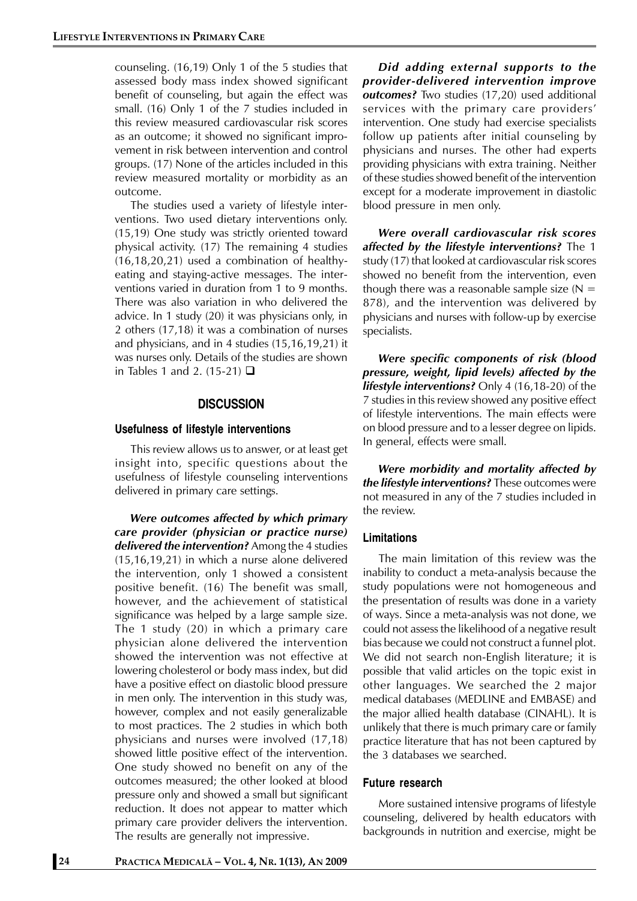counseling. (16,19) Only 1 of the 5 studies that assessed body mass index showed significant benefit of counseling, but again the effect was small. (16) Only 1 of the 7 studies included in this review measured cardiovascular risk scores as an outcome; it showed no significant improvement in risk between intervention and control groups. (17) None of the articles included in this review measured mortality or morbidity as an outcome.

The studies used a variety of lifestyle interventions. Two used dietary interventions only. (15,19) One study was strictly oriented toward physical activity. (17) The remaining 4 studies (16,18,20,21) used a combination of healthy-eating and staying-active messages. The interventions varied in duration from 1 to 9 months. There was also variation in who delivered the advice. In 1 study (20) it was physicians only, in 2 others (17,18) it was a combination of nurses and physicians, and in 4 studies (15,16,19,21) it was nurses only. Details of the studies are shown in Tables 1 and 2. (15-21) ❑

## DISCUSSION

### Usefulness of lifestyle interventions

This review allows us to answer, or at least get insight into, specific questions about the usefulness of lifestyle counseling interventions delivered in primary care settings.

***Were outcomes affected by which primary care provider (physician or practice nurse) delivered the intervention?*** Among the 4 studies (15,16,19,21) in which a nurse alone delivered the intervention, only 1 showed a consistent positive benefit. (16) The benefit was small, however, and the achievement of statistical significance was helped by a large sample size. The 1 study (20) in which a primary care physician alone delivered the intervention showed the intervention was not effective at lowering cholesterol or body mass index, but did have a positive effect on diastolic blood pressure in men only. The intervention in this study was, however, complex and not easily generalizable to most practices. The 2 studies in which both physicians and nurses were involved (17,18) showed little positive effect of the intervention. One study showed no benefit on any of the outcomes measured; the other looked at blood pressure only and showed a small but significant reduction. It does not appear to matter which primary care provider delivers the intervention. The results are generally not impressive.

***Did adding external supports to the provider-delivered intervention improve outcomes?*** Two studies (17,20) used additional services with the primary care providers' intervention. One study had exercise specialists follow up patients after initial counseling by physicians and nurses. The other had experts providing physicians with extra training. Neither of these studies showed benefit of the intervention except for a moderate improvement in diastolic blood pressure in men only.

***Were overall cardiovascular risk scores affected by the lifestyle interventions?*** The 1 study (17) that looked at cardiovascular risk scores showed no benefit from the intervention, even though there was a reasonable sample size ($N = 878$), and the intervention was delivered by physicians and nurses with follow-up by exercise specialists.

***Were specific components of risk (blood pressure, weight, lipid levels) affected by the lifestyle interventions?*** Only 4 (16,18-20) of the 7 studies in this review showed any positive effect of lifestyle interventions. The main effects were on blood pressure and to a lesser degree on lipids. In general, effects were small.

***Were morbidity and mortality affected by the lifestyle interventions?*** These outcomes were not measured in any of the 7 studies included in the review.

### Limitations

The main limitation of this review was the inability to conduct a meta-analysis because the study populations were not homogeneous and the presentation of results was done in a variety of ways. Since a meta-analysis was not done, we could not assess the likelihood of a negative result bias because we could not construct a funnel plot. We did not search non-English literature; it is possible that valid articles on the topic exist in other languages. We searched the 2 major medical databases (MEDLINE and EMBASE) and the major allied health database (CINAHL). It is unlikely that there is much primary care or family practice literature that has not been captured by the 3 databases we searched.

### Future research

More sustained intensive programs of lifestyle counseling, delivered by health educators with backgrounds in nutrition and exercise, might be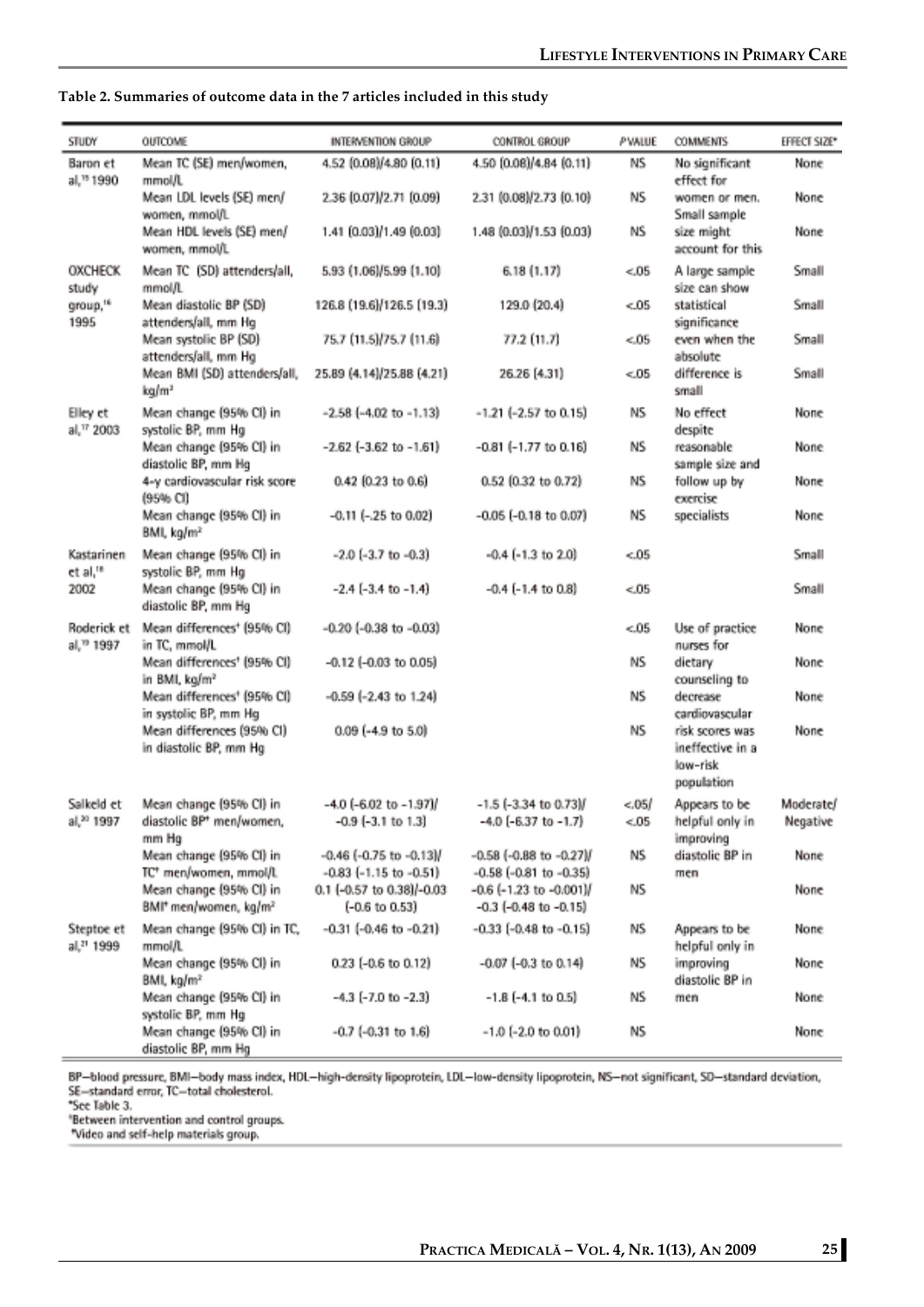**Table 2. Summaries of outcome data in the 7 articles included in this study**

| STUDY | OUTCOME | INTERVENTION GROUP | CONTROL GROUP | P VALUE | COMMENTS | EFFECT SIZE* |
|---|---|---|---|---|---|---|
| Baron et al,[15] 1990 | Mean TC (SE) men/women, mmol/L | 4.52 (0.08)/4.80 (0.11) | 4.50 (0.08)/4.84 (0.11) | NS | No significant effect for women or men. Small sample size might account for this | None |
| | Mean LDL levels (SE) men/women, mmol/L | 2.36 (0.07)/2.71 (0.09) | 2.31 (0.08)/2.73 (0.10) | NS | | None |
| | Mean HDL levels (SE) men/women, mmol/L | 1.41 (0.03)/1.49 (0.03) | 1.48 (0.03)/1.53 (0.03) | NS | | None |
| OXCHECK study group,[16] 1995 | Mean TC (SD) attenders/all, mmol/L | 5.93 (1.06)/5.99 (1.10) | 6.18 (1.17) | <.05 | A large sample size can show statistical significance even when the absolute difference is small | Small |
| | Mean diastolic BP (SD) attenders/all, mm Hg | 126.8 (19.6)/126.5 (19.3) | 129.0 (20.4) | <.05 | | Small |
| | Mean systolic BP (SD) attenders/all, mm Hg | 75.7 (11.5)/75.7 (11.6) | 77.2 (11.7) | <.05 | | Small |
| | Mean BMI (SD) attenders/all, kg/m² | 25.89 (4.14)/25.88 (4.21) | 26.26 (4.31) | <.05 | | Small |
| Elley et al,[17] 2003 | Mean change (95% CI) in systolic BP, mm Hg | -2.58 (-4.02 to -1.13) | -1.21 (-2.57 to 0.15) | NS | No effect despite reasonable sample size and follow up by exercise specialists | None |
| | Mean change (95% CI) in diastolic BP, mm Hg | -2.62 (-3.62 to -1.61) | -0.81 (-1.77 to 0.16) | NS | | None |
| | 4-y cardiovascular risk score (95% CI) | 0.42 (0.23 to 0.6) | 0.52 (0.32 to 0.72) | NS | | None |
| | Mean change (95% CI) in BMI, kg/m² | -0.11 (-.25 to 0.02) | -0.05 (-0.18 to 0.07) | NS | | None |
| Kastarinen et al,[18] 2002 | Mean change (95% CI) in systolic BP, mm Hg | -2.0 (-3.7 to -0.3) | -0.4 (-1.3 to 2.0) | <.05 | | Small |
| | Mean change (95% CI) in diastolic BP, mm Hg | -2.4 (-3.4 to -1.4) | -0.4 (-1.4 to 0.8) | <.05 | | Small |
| Roderick et al,[19] 1997 | Mean differences† (95% CI) in TC, mmol/L | -0.20 (-0.38 to -0.03) | | <.05 | Use of practice nurses for dietary counseling to decrease cardiovascular risk scores was ineffective in a low-risk population | None |
| | Mean differences† (95% CI) in BMI, kg/m² | -0.12 (-0.03 to 0.05) | | NS | | None |
| | Mean differences† (95% CI) in systolic BP, mm Hg | -0.59 (-2.43 to 1.24) | | NS | | None |
| | Mean differences (95% CI) in diastolic BP, mm Hg | 0.09 (-4.9 to 5.0) | | NS | | None |
| Salkeld et al,[20] 1997 | Mean change (95% CI) in diastolic BP‡ men/women, mm Hg | -4.0 (-6.02 to -1.97)/ -0.9 (-3.1 to 1.3) | -1.5 (-3.34 to 0.73)/ -4.0 (-6.37 to -1.7) | <.05/ <.05 | Appears to be helpful only in improving diastolic BP in men | Moderate/ Negative |
| | Mean change (95% CI) in TC‡ men/women, mmol/L | -0.46 (-0.75 to -0.13)/ -0.83 (-1.15 to -0.51) | -0.58 (-0.88 to -0.27)/ -0.58 (-0.81 to -0.35) | NS | | None |
| | Mean change (95% CI) in BMI‡ men/women, kg/m² | 0.1 (-0.57 to 0.38)/-0.03 (-0.6 to 0.53) | -0.6 (-1.23 to -0.001)/ -0.3 (-0.48 to -0.15) | NS | | None |
| Steptoe et al,[21] 1999 | Mean change (95% CI) in TC, mmol/L | -0.31 (-0.46 to -0.21) | -0.33 (-0.48 to -0.15) | NS | Appears to be helpful only in improving diastolic BP in men | None |
| | Mean change (95% CI) in BMI, kg/m² | 0.23 (-0.6 to 0.12) | -0.07 (-0.3 to 0.14) | NS | | None |
| | Mean change (95% CI) in systolic BP, mm Hg | -4.3 (-7.0 to -2.3) | -1.8 (-4.1 to 0.5) | NS | | None |
| | Mean change (95% CI) in diastolic BP, mm Hg | -0.7 (-0.31 to 1.6) | -1.0 (-2.0 to 0.01) | NS | | None |

BP—blood pressure, BMI—body mass index, HDL—high-density lipoprotein, LDL—low-density lipoprotein, NS—not significant, SD—standard deviation, SE—standard error, TC—total cholesterol.
*See Table 3.
†Between intervention and control groups.
‡Video and self-help materials group.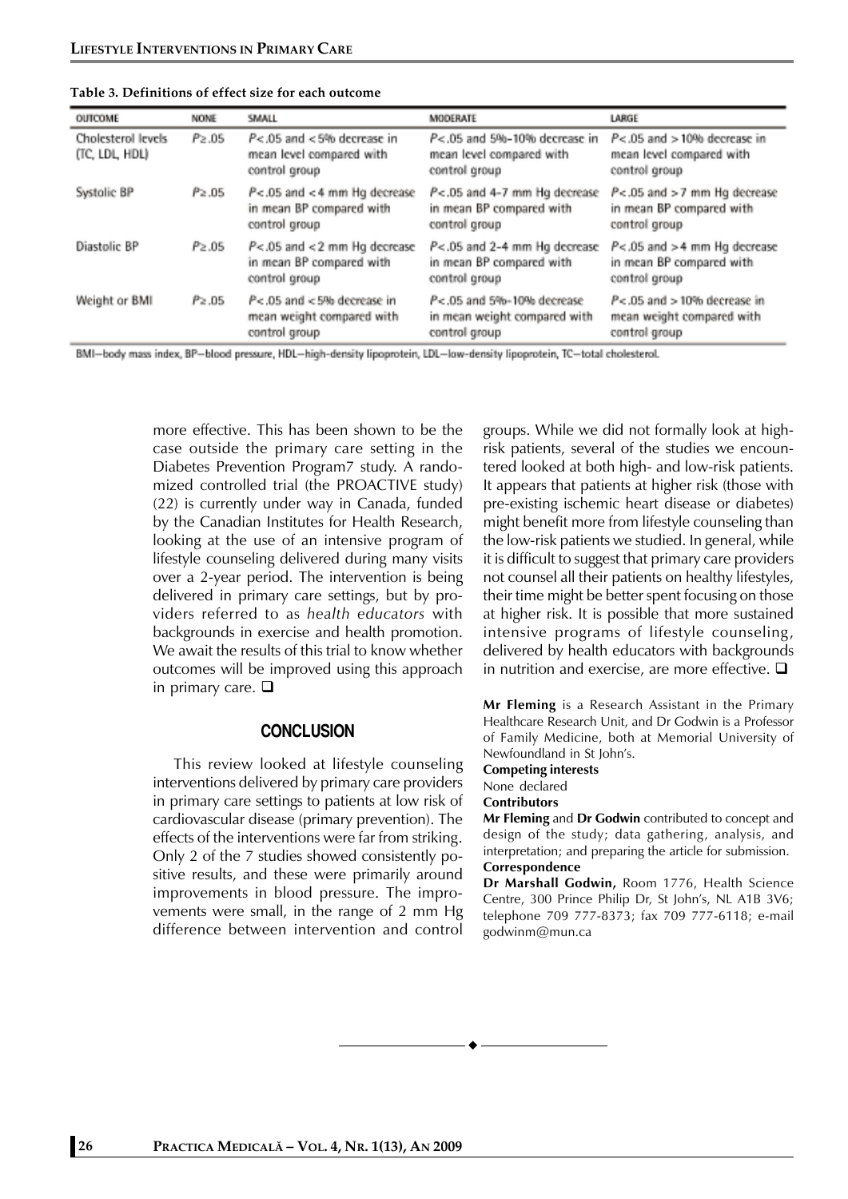**Table 3. Definitions of effect size for each outcome**

| OUTCOME | NONE | SMALL | MODERATE | LARGE |
|---|---|---|---|---|
| Cholesterol levels (TC, LDL, HDL) | $P \geq .05$ | $P < .05$ and < 5% decrease in mean level compared with control group | $P < .05$ and 5%-10% decrease in mean level compared with control group | $P < .05$ and > 10% decrease in mean level compared with control group |
| Systolic BP | $P \geq .05$ | $P < .05$ and < 4 mm Hg decrease in mean BP compared with control group | $P < .05$ and 4-7 mm Hg decrease in mean BP compared with control group | $P < .05$ and > 7 mm Hg decrease in mean BP compared with control group |
| Diastolic BP | $P \geq .05$ | $P < .05$ and < 2 mm Hg decrease in mean BP compared with control group | $P < .05$ and 2-4 mm Hg decrease in mean BP compared with control group | $P < .05$ and > 4 mm Hg decrease in mean BP compared with control group |
| Weight or BMI | $P \geq .05$ | $P < .05$ and < 5% decrease in mean weight compared with control group | $P < .05$ and 5%-10% decrease in mean weight compared with control group | $P < .05$ and > 10% decrease in mean weight compared with control group |

BMI—body mass index, BP—blood pressure, HDL—high-density lipoprotein, LDL—low-density lipoprotein, TC—total cholesterol.

more effective. This has been shown to be the case outside the primary care setting in the Diabetes Prevention Program7 study. A randomized controlled trial (the PROACTIVE study) (22) is currently under way in Canada, funded by the Canadian Institutes for Health Research, looking at the use of an intensive program of lifestyle counseling delivered during many visits over a 2-year period. The intervention is being delivered in primary care settings, but by providers referred to as *health educators* with backgrounds in exercise and health promotion. We await the results of this trial to know whether outcomes will be improved using this approach in primary care. ❑

## CONCLUSION

This review looked at lifestyle counseling interventions delivered by primary care providers in primary care settings to patients at low risk of cardiovascular disease (primary prevention). The effects of the interventions were far from striking. Only 2 of the 7 studies showed consistently positive results, and these were primarily around improvements in blood pressure. The improvements were small, in the range of 2 mm Hg difference between intervention and control groups. While we did not formally look at high-risk patients, several of the studies we encountered looked at both high- and low-risk patients. It appears that patients at higher risk (those with pre-existing ischemic heart disease or diabetes) might benefit more from lifestyle counseling than the low-risk patients we studied. In general, while it is difficult to suggest that primary care providers not counsel all their patients on healthy lifestyles, their time might be better spent focusing on those at higher risk. It is possible that more sustained intensive programs of lifestyle counseling, delivered by health educators with backgrounds in nutrition and exercise, are more effective. ❑

**Mr Fleming** is a Research Assistant in the Primary Healthcare Research Unit, and Dr Godwin is a Professor of Family Medicine, both at Memorial University of Newfoundland in St John's.

**Competing interests**

None declared

**Contributors**

**Mr Fleming** and **Dr Godwin** contributed to concept and design of the study; data gathering, analysis, and interpretation; and preparing the article for submission.

**Correspondence**

**Dr Marshall Godwin,** Room 1776, Health Science Centre, 300 Prince Philip Dr, St John's, NL A1B 3V6; telephone 709 777-8373; fax 709 777-6118; e-mail godwinm@mun.ca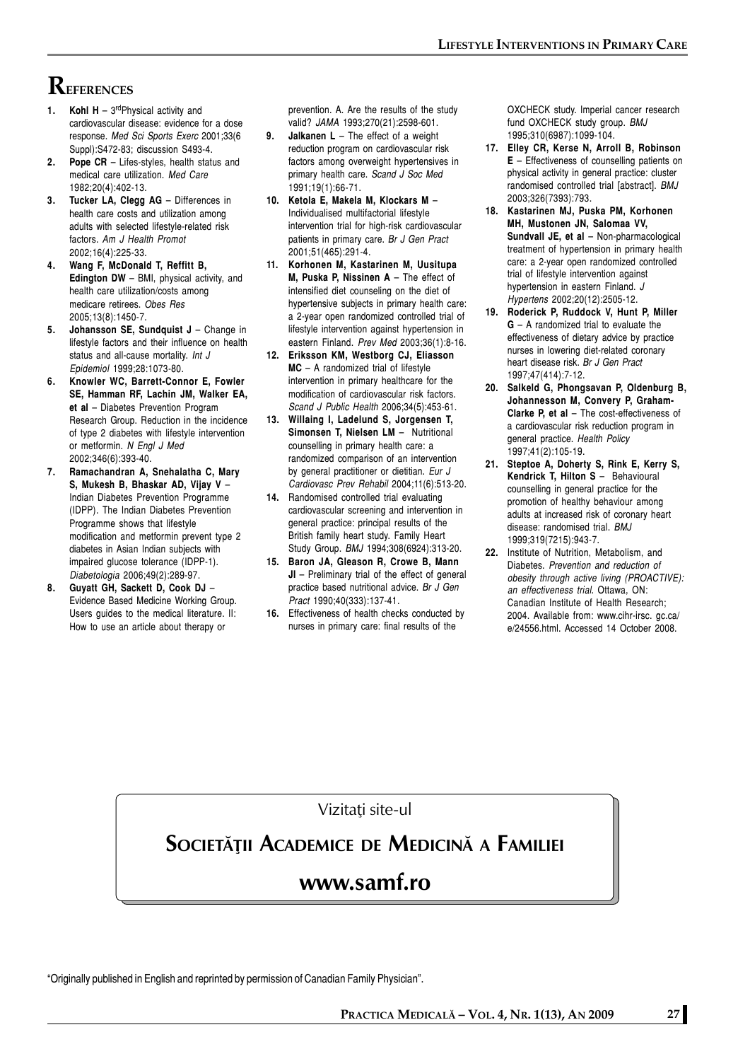# References

1. **Kohl H** – 3rdPhysical activity and cardiovascular disease: evidence for a dose response. *Med Sci Sports Exerc* 2001;33(6 Suppl):S472-83; discussion S493-4.
2. **Pope CR** – Lifes-styles, health status and medical care utilization. *Med Care* 1982;20(4):402-13.
3. **Tucker LA, Clegg AG** – Differences in health care costs and utilization among adults with selected lifestyle-related risk factors. *Am J Health Promot* 2002;16(4):225-33.
4. **Wang F, McDonald T, Reffitt B, Edington DW** – BMI, physical activity, and health care utilization/costs among medicare retirees. *Obes Res* 2005;13(8):1450-7.
5. **Johansson SE, Sundquist J** – Change in lifestyle factors and their influence on health status and all-cause mortality. *Int J Epidemiol* 1999;28:1073-80.
6. **Knowler WC, Barrett-Connor E, Fowler SE, Hamman RF, Lachin JM, Walker EA, et al** – Diabetes Prevention Program Research Group. Reduction in the incidence of type 2 diabetes with lifestyle intervention or metformin. *N Engl J Med* 2002;346(6):393-40.
7. **Ramachandran A, Snehalatha C, Mary S, Mukesh B, Bhaskar AD, Vijay V** – Indian Diabetes Prevention Programme (IDPP). The Indian Diabetes Prevention Programme shows that lifestyle modification and metformin prevent type 2 diabetes in Asian Indian subjects with impaired glucose tolerance (IDPP-1). *Diabetologia* 2006;49(2):289-97.
8. **Guyatt GH, Sackett D, Cook DJ** – Evidence Based Medicine Working Group. Users guides to the medical literature. II: How to use an article about therapy or prevention. A. Are the results of the study valid? *JAMA* 1993;270(21):2598-601.
9. **Jalkanen L** – The effect of a weight reduction program on cardiovascular risk factors among overweight hypertensives in primary health care. *Scand J Soc Med* 1991;19(1):66-71.
10. **Ketola E, Makela M, Klockars M** – Individualised multifactorial lifestyle intervention trial for high-risk cardiovascular patients in primary care. *Br J Gen Pract* 2001;51(465):291-4.
11. **Korhonen M, Kastarinen M, Uusitupa M, Puska P, Nissinen A** – The effect of intensified diet counseling on the diet of hypertensive subjects in primary health care: a 2-year open randomized controlled trial of lifestyle intervention against hypertension in eastern Finland. *Prev Med* 2003;36(1):8-16.
12. **Eriksson KM, Westborg CJ, Eliasson MC** – A randomized trial of lifestyle intervention in primary healthcare for the modification of cardiovascular risk factors. *Scand J Public Health* 2006;34(5):453-61.
13. **Willaing I, Ladelund S, Jorgensen T, Simonsen T, Nielsen LM** – Nutritional counselling in primary health care: a randomized comparison of an intervention by general practitioner or dietitian. *Eur J Cardiovasc Prev Rehabil* 2004;11(6):513-20.
14. Randomised controlled trial evaluating cardiovascular screening and intervention in general practice: principal results of the British family heart study. Family Heart Study Group. *BMJ* 1994;308(6924):313-20.
15. **Baron JA, Gleason R, Crowe B, Mann JI** – Preliminary trial of the effect of general practice based nutritional advice. *Br J Gen Pract* 1990;40(333):137-41.
16. Effectiveness of health checks conducted by nurses in primary care: final results of the OXCHECK study. Imperial cancer research fund OXCHECK study group. *BMJ* 1995;310(6987):1099-104.
17. **Elley CR, Kerse N, Arroll B, Robinson E** – Effectiveness of counselling patients on physical activity in general practice: cluster randomised controlled trial [abstract]. *BMJ* 2003;326(7393):793.
18. **Kastarinen MJ, Puska PM, Korhonen MH, Mustonen JN, Salomaa VV, Sundvall JE, et al** – Non-pharmacological treatment of hypertension in primary health care: a 2-year open randomized controlled trial of lifestyle intervention against hypertension in eastern Finland. *J Hypertens* 2002;20(12):2505-12.
19. **Roderick P, Ruddock V, Hunt P, Miller G** – A randomized trial to evaluate the effectiveness of dietary advice by practice nurses in lowering diet-related coronary heart disease risk. *Br J Gen Pract* 1997;47(414):7-12.
20. **Salkeld G, Phongsavan P, Oldenburg B, Johannesson M, Convery P, Graham-Clarke P, et al** – The cost-effectiveness of a cardiovascular risk reduction program in general practice. *Health Policy* 1997;41(2):105-19.
21. **Steptoe A, Doherty S, Rink E, Kerry S, Kendrick T, Hilton S** – Behavioural counselling in general practice for the promotion of healthy behaviour among adults at increased risk of coronary heart disease: randomised trial. *BMJ* 1999;319(7215):943-7.
22. Institute of Nutrition, Metabolism, and Diabetes. *Prevention and reduction of obesity through active living (PROACTIVE): an effectiveness trial.* Ottawa, ON: Canadian Institute of Health Research; 2004. Available from: www.cihr-irsc. gc.ca/ e/24556.html. Accessed 14 October 2008.

Vizitaţi site-ul

**Societăţii Academice de Medicină a Familiei**

**www.samf.ro**

"Originally published in English and reprinted by permission of Canadian Family Physician".